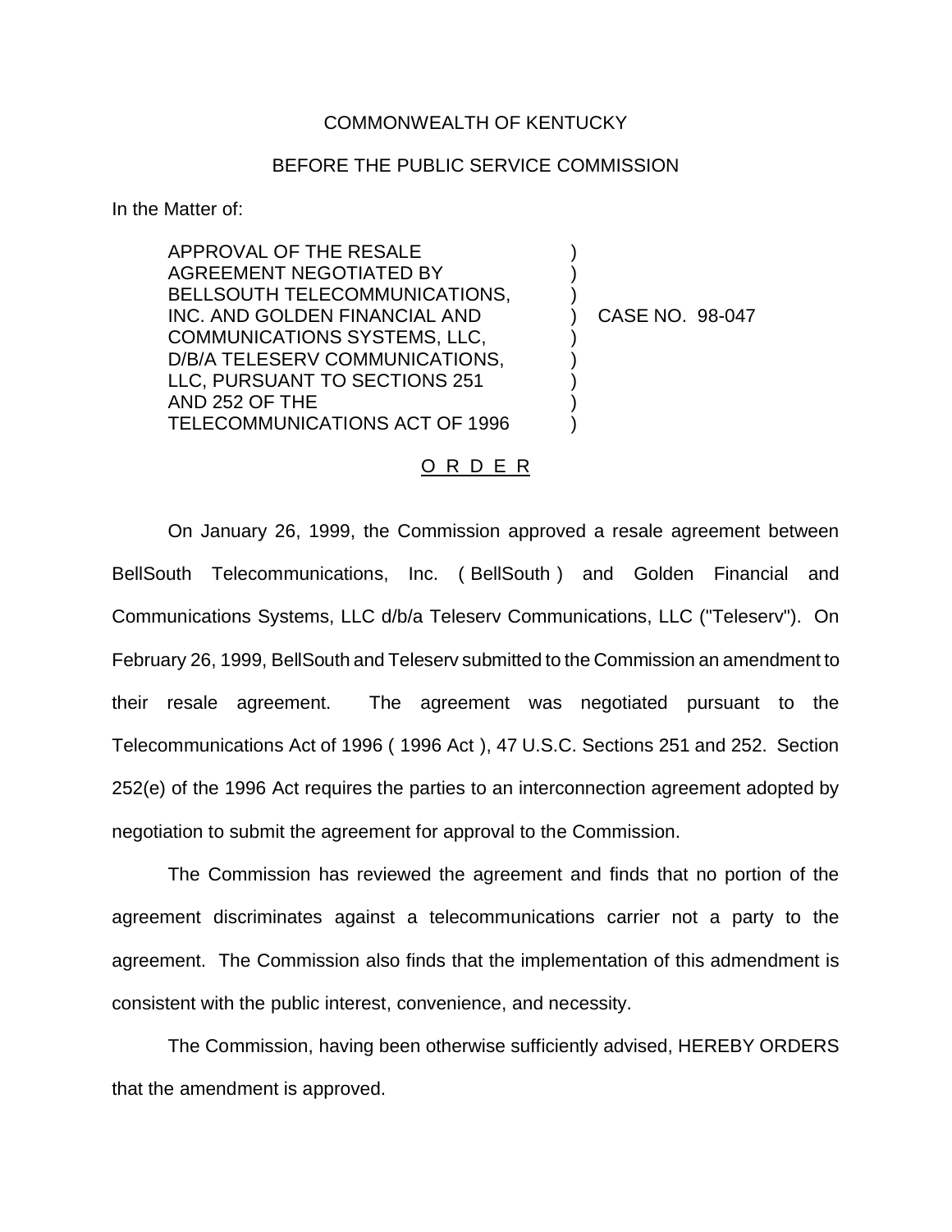COMMONWEALTH OF KENTUCKY

BEFORE THE PUBLIC SERVICE COMMISSION

In the Matter of:

| | | |
|---|---|---|
| APPROVAL OF THE RESALE AGREEMENT NEGOTIATED BY BELLSOUTH TELECOMMUNICATIONS, INC. AND GOLDEN FINANCIAL AND COMMUNICATIONS SYSTEMS, LLC, D/B/A TELESERV COMMUNICATIONS, LLC, PURSUANT TO SECTIONS 251 AND 252 OF THE TELECOMMUNICATIONS ACT OF 1996 | ) | CASE NO. 98-047 |

## O R D E R

On January 26, 1999, the Commission approved a resale agreement between BellSouth Telecommunications, Inc. ( BellSouth ) and Golden Financial and Communications Systems, LLC d/b/a Teleserv Communications, LLC ("Teleserv"). On February 26, 1999, BellSouth and Teleserv submitted to the Commission an amendment to their resale agreement. The agreement was negotiated pursuant to the Telecommunications Act of 1996 ( 1996 Act ), 47 U.S.C. Sections 251 and 252. Section 252(e) of the 1996 Act requires the parties to an interconnection agreement adopted by negotiation to submit the agreement for approval to the Commission.

The Commission has reviewed the agreement and finds that no portion of the agreement discriminates against a telecommunications carrier not a party to the agreement. The Commission also finds that the implementation of this admendment is consistent with the public interest, convenience, and necessity.

The Commission, having been otherwise sufficiently advised, HEREBY ORDERS that the amendment is approved.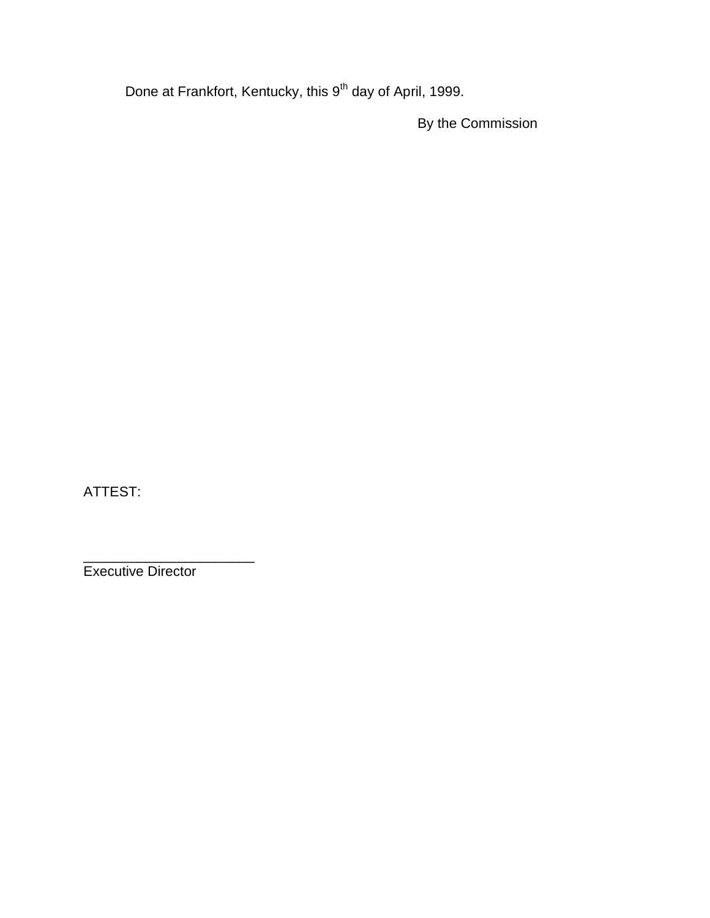Done at Frankfort, Kentucky, this 9th day of April, 1999.

By the Commission

ATTEST:

______________________

Executive Director